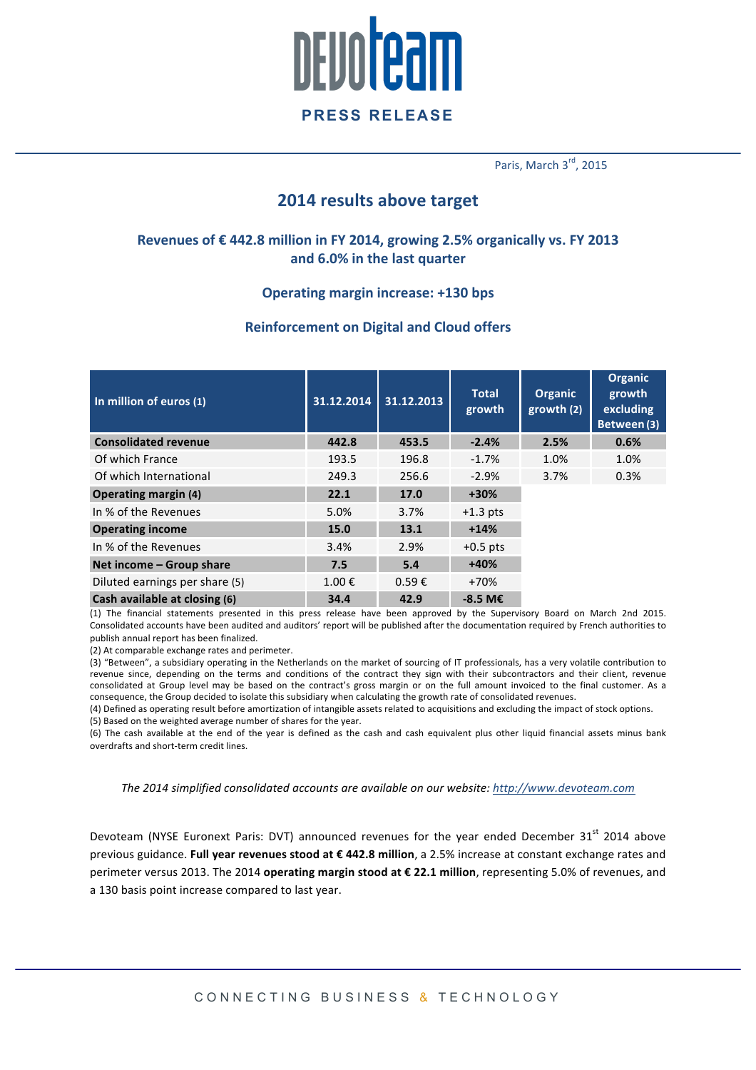PRESS RELEASE

Paris, March 3rd, 2015

# 2014 results above target

## Revenues of € 442.8 million in FY 2014, growing 2.5% organically vs. FY 2013 and 6.0% in the last quarter

## Operating margin increase: +130 bps

## Reinforcement on Digital and Cloud offers

| In million of euros (1) | 31.12.2014 | 31.12.2013 | Total growth | Organic growth (2) | Organic growth excluding Between (3) |
|---|---|---|---|---|---|
| **Consolidated revenue** | **442.8** | **453.5** | **-2.4%** | **2.5%** | **0.6%** |
| Of which France | 193.5 | 196.8 | -1.7% | 1.0% | 1.0% |
| Of which International | 249.3 | 256.6 | -2.9% | 3.7% | 0.3% |
| **Operating margin (4)** | **22.1** | **17.0** | **+30%** | | |
| In % of the Revenues | 5.0% | 3.7% | +1.3 pts | | |
| **Operating income** | **15.0** | **13.1** | **+14%** | | |
| In % of the Revenues | 3.4% | 2.9% | +0.5 pts | | |
| **Net income – Group share** | **7.5** | **5.4** | **+40%** | | |
| Diluted earnings per share (5) | 1.00 € | 0.59 € | +70% | | |
| **Cash available at closing (6)** | **34.4** | **42.9** | **-8.5 M€** | | |

(1) The financial statements presented in this press release have been approved by the Supervisory Board on March 2nd 2015. Consolidated accounts have been audited and auditors' report will be published after the documentation required by French authorities to publish annual report has been finalized.
(2) At comparable exchange rates and perimeter.
(3) "Between", a subsidiary operating in the Netherlands on the market of sourcing of IT professionals, has a very volatile contribution to revenue since, depending on the terms and conditions of the contract they sign with their subcontractors and their client, revenue consolidated at Group level may be based on the contract's gross margin or on the full amount invoiced to the final customer. As a consequence, the Group decided to isolate this subsidiary when calculating the growth rate of consolidated revenues.
(4) Defined as operating result before amortization of intangible assets related to acquisitions and excluding the impact of stock options.
(5) Based on the weighted average number of shares for the year.
(6) The cash available at the end of the year is defined as the cash and cash equivalent plus other liquid financial assets minus bank overdrafts and short-term credit lines.

*The 2014 simplified consolidated accounts are available on our website: http://www.devoteam.com*

Devoteam (NYSE Euronext Paris: DVT) announced revenues for the year ended December 31st 2014 above previous guidance. **Full year revenues stood at € 442.8 million**, a 2.5% increase at constant exchange rates and perimeter versus 2013. The 2014 **operating margin stood at € 22.1 million**, representing 5.0% of revenues, and a 130 basis point increase compared to last year.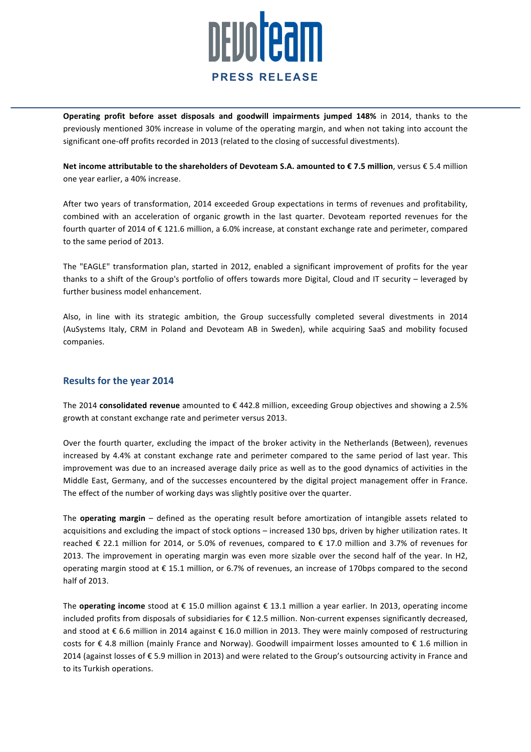**Operating profit before asset disposals and goodwill impairments jumped 148%** in 2014, thanks to the previously mentioned 30% increase in volume of the operating margin, and when not taking into account the significant one-off profits recorded in 2013 (related to the closing of successful divestments).

**Net income attributable to the shareholders of Devoteam S.A. amounted to € 7.5 million**, versus € 5.4 million one year earlier, a 40% increase.

After two years of transformation, 2014 exceeded Group expectations in terms of revenues and profitability, combined with an acceleration of organic growth in the last quarter. Devoteam reported revenues for the fourth quarter of 2014 of € 121.6 million, a 6.0% increase, at constant exchange rate and perimeter, compared to the same period of 2013.

The "EAGLE" transformation plan, started in 2012, enabled a significant improvement of profits for the year thanks to a shift of the Group's portfolio of offers towards more Digital, Cloud and IT security – leveraged by further business model enhancement.

Also, in line with its strategic ambition, the Group successfully completed several divestments in 2014 (AuSystems Italy, CRM in Poland and Devoteam AB in Sweden), while acquiring SaaS and mobility focused companies.

## Results for the year 2014

The 2014 **consolidated revenue** amounted to € 442.8 million, exceeding Group objectives and showing a 2.5% growth at constant exchange rate and perimeter versus 2013.

Over the fourth quarter, excluding the impact of the broker activity in the Netherlands (Between), revenues increased by 4.4% at constant exchange rate and perimeter compared to the same period of last year. This improvement was due to an increased average daily price as well as to the good dynamics of activities in the Middle East, Germany, and of the successes encountered by the digital project management offer in France. The effect of the number of working days was slightly positive over the quarter.

The **operating margin** – defined as the operating result before amortization of intangible assets related to acquisitions and excluding the impact of stock options – increased 130 bps, driven by higher utilization rates. It reached € 22.1 million for 2014, or 5.0% of revenues, compared to € 17.0 million and 3.7% of revenues for 2013. The improvement in operating margin was even more sizable over the second half of the year. In H2, operating margin stood at € 15.1 million, or 6.7% of revenues, an increase of 170bps compared to the second half of 2013.

The **operating income** stood at € 15.0 million against € 13.1 million a year earlier. In 2013, operating income included profits from disposals of subsidiaries for € 12.5 million. Non-current expenses significantly decreased, and stood at € 6.6 million in 2014 against € 16.0 million in 2013. They were mainly composed of restructuring costs for € 4.8 million (mainly France and Norway). Goodwill impairment losses amounted to € 1.6 million in 2014 (against losses of € 5.9 million in 2013) and were related to the Group's outsourcing activity in France and to its Turkish operations.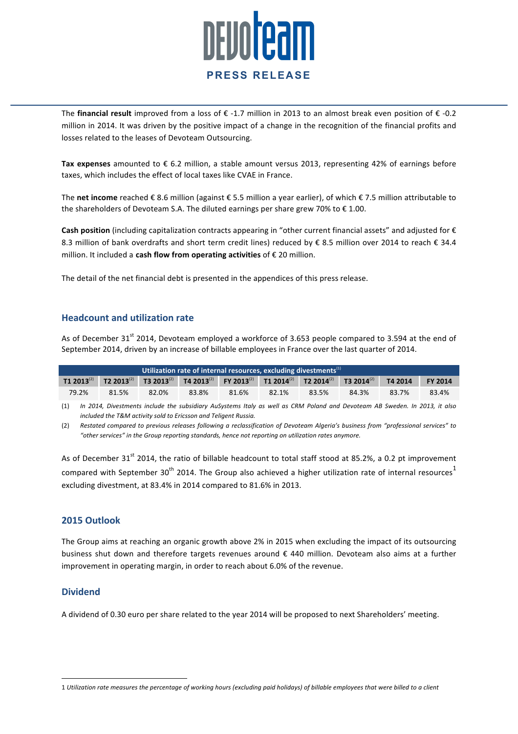The **financial result** improved from a loss of € -1.7 million in 2013 to an almost break even position of € -0.2 million in 2014. It was driven by the positive impact of a change in the recognition of the financial profits and losses related to the leases of Devoteam Outsourcing.

**Tax expenses** amounted to € 6.2 million, a stable amount versus 2013, representing 42% of earnings before taxes, which includes the effect of local taxes like CVAE in France.

The **net income** reached € 8.6 million (against € 5.5 million a year earlier), of which € 7.5 million attributable to the shareholders of Devoteam S.A. The diluted earnings per share grew 70% to € 1.00.

**Cash position** (including capitalization contracts appearing in "other current financial assets" and adjusted for € 8.3 million of bank overdrafts and short term credit lines) reduced by € 8.5 million over 2014 to reach € 34.4 million. It included a **cash flow from operating activities** of € 20 million.

The detail of the net financial debt is presented in the appendices of this press release.

## Headcount and utilization rate

As of December 31st 2014, Devoteam employed a workforce of 3.653 people compared to 3.594 at the end of September 2014, driven by an increase of billable employees in France over the last quarter of 2014.

| Utilization rate of internal resources, excluding divestments[1] | | | | | | | | | |
|---|---|---|---|---|---|---|---|---|---|
| T1 2013[2] | T2 2013[2] | T3 2013[2] | T4 2013[2] | FY 2013[2] | T1 2014[2] | T2 2014[2] | T3 2014[2] | T4 2014 | FY 2014 |
| 79.2% | 81.5% | 82.0% | 83.8% | 81.6% | 82.1% | 83.5% | 84.3% | 83.7% | 83.4% |

(1) *In 2014, Divestments include the subsidiary AuSystems Italy as well as CRM Poland and Devoteam AB Sweden. In 2013, it also included the T&M activity sold to Ericsson and Teligent Russia.*

(2) *Restated compared to previous releases following a reclassification of Devoteam Algeria's business from "professional services" to "other services" in the Group reporting standards, hence not reporting on utilization rates anymore.*

As of December 31st 2014, the ratio of billable headcount to total staff stood at 85.2%, a 0.2 pt improvement compared with September 30th 2014. The Group also achieved a higher utilization rate of internal resources[1] excluding divestment, at 83.4% in 2014 compared to 81.6% in 2013.

## 2015 Outlook

The Group aims at reaching an organic growth above 2% in 2015 when excluding the impact of its outsourcing business shut down and therefore targets revenues around € 440 million. Devoteam also aims at a further improvement in operating margin, in order to reach about 6.0% of the revenue.

## Dividend

A dividend of 0.30 euro per share related to the year 2014 will be proposed to next Shareholders' meeting.

---

1 *Utilization rate measures the percentage of working hours (excluding paid holidays) of billable employees that were billed to a client*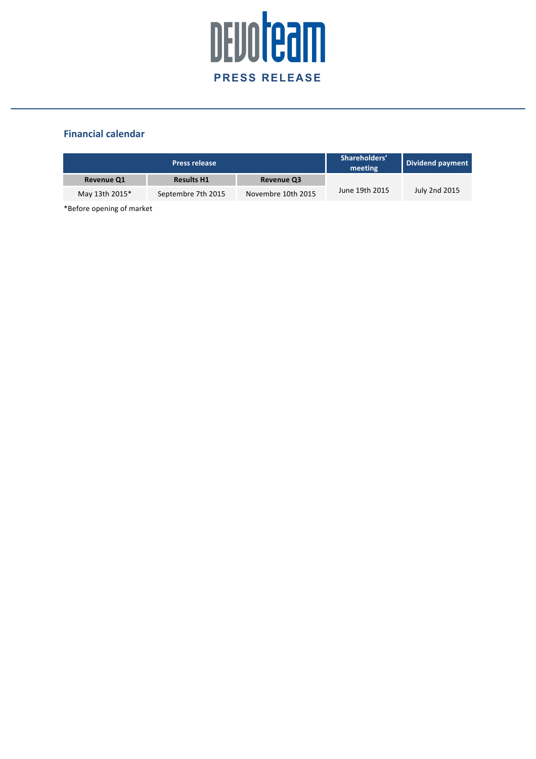## Financial calendar

| Press release | | | Shareholders' meeting | Dividend payment |
|---|---|---|---|---|
| Revenue Q1 | Results H1 | Revenue Q3 | | |
| May 13th 2015* | Septembre 7th 2015 | Novembre 10th 2015 | June 19th 2015 | July 2nd 2015 |

*Before opening of market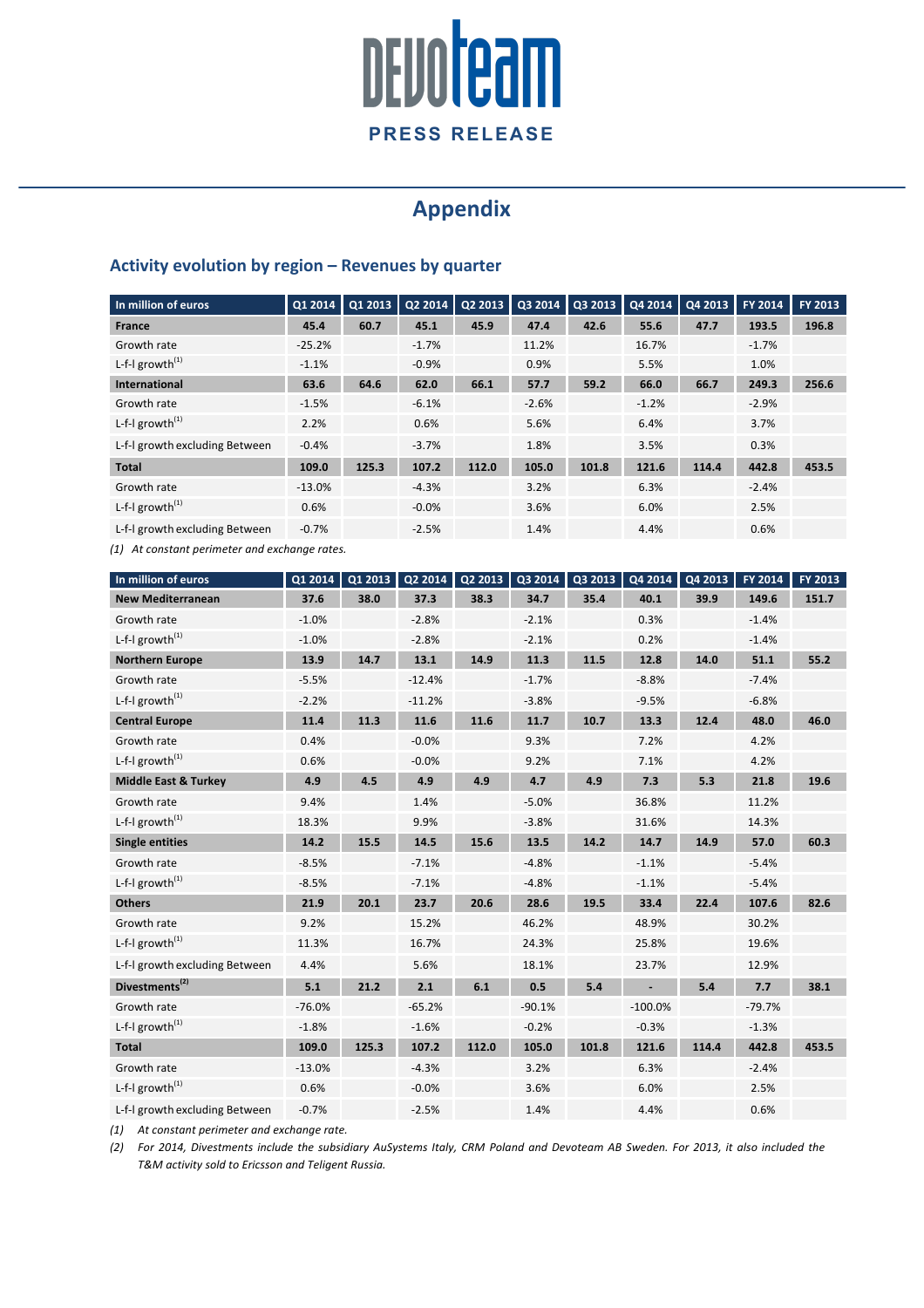# Appendix

## Activity evolution by region – Revenues by quarter

| In million of euros | Q1 2014 | Q1 2013 | Q2 2014 | Q2 2013 | Q3 2014 | Q3 2013 | Q4 2014 | Q4 2013 | FY 2014 | FY 2013 |
|---|---|---|---|---|---|---|---|---|---|---|
| **France** | **45.4** | **60.7** | **45.1** | **45.9** | **47.4** | **42.6** | **55.6** | **47.7** | **193.5** | **196.8** |
| Growth rate | -25.2% | | -1.7% | | 11.2% | | 16.7% | | -1.7% | |
| L-f-l growth(1) | -1.1% | | -0.9% | | 0.9% | | 5.5% | | 1.0% | |
| **International** | **63.6** | **64.6** | **62.0** | **66.1** | **57.7** | **59.2** | **66.0** | **66.7** | **249.3** | **256.6** |
| Growth rate | -1.5% | | -6.1% | | -2.6% | | -1.2% | | -2.9% | |
| L-f-l growth(1) | 2.2% | | 0.6% | | 5.6% | | 6.4% | | 3.7% | |
| L-f-l growth excluding Between | -0.4% | | -3.7% | | 1.8% | | 3.5% | | 0.3% | |
| **Total** | **109.0** | **125.3** | **107.2** | **112.0** | **105.0** | **101.8** | **121.6** | **114.4** | **442.8** | **453.5** |
| Growth rate | -13.0% | | -4.3% | | 3.2% | | 6.3% | | -2.4% | |
| L-f-l growth(1) | 0.6% | | -0.0% | | 3.6% | | 6.0% | | 2.5% | |
| L-f-l growth excluding Between | -0.7% | | -2.5% | | 1.4% | | 4.4% | | 0.6% | |

*(1) At constant perimeter and exchange rates.*

| In million of euros | Q1 2014 | Q1 2013 | Q2 2014 | Q2 2013 | Q3 2014 | Q3 2013 | Q4 2014 | Q4 2013 | FY 2014 | FY 2013 |
|---|---|---|---|---|---|---|---|---|---|---|
| **New Mediterranean** | **37.6** | **38.0** | **37.3** | **38.3** | **34.7** | **35.4** | **40.1** | **39.9** | **149.6** | **151.7** |
| Growth rate | -1.0% | | -2.8% | | -2.1% | | 0.3% | | -1.4% | |
| L-f-l growth(1) | -1.0% | | -2.8% | | -2.1% | | 0.2% | | -1.4% | |
| **Northern Europe** | **13.9** | **14.7** | **13.1** | **14.9** | **11.3** | **11.5** | **12.8** | **14.0** | **51.1** | **55.2** |
| Growth rate | -5.5% | | -12.4% | | -1.7% | | -8.8% | | -7.4% | |
| L-f-l growth(1) | -2.2% | | -11.2% | | -3.8% | | -9.5% | | -6.8% | |
| **Central Europe** | **11.4** | **11.3** | **11.6** | **11.6** | **11.7** | **10.7** | **13.3** | **12.4** | **48.0** | **46.0** |
| Growth rate | 0.4% | | -0.0% | | 9.3% | | 7.2% | | 4.2% | |
| L-f-l growth(1) | 0.6% | | -0.0% | | 9.2% | | 7.1% | | 4.2% | |
| **Middle East & Turkey** | **4.9** | **4.5** | **4.9** | **4.9** | **4.7** | **4.9** | **7.3** | **5.3** | **21.8** | **19.6** |
| Growth rate | 9.4% | | 1.4% | | -5.0% | | 36.8% | | 11.2% | |
| L-f-l growth(1) | 18.3% | | 9.9% | | -3.8% | | 31.6% | | 14.3% | |
| **Single entities** | **14.2** | **15.5** | **14.5** | **15.6** | **13.5** | **14.2** | **14.7** | **14.9** | **57.0** | **60.3** |
| Growth rate | -8.5% | | -7.1% | | -4.8% | | -1.1% | | -5.4% | |
| L-f-l growth(1) | -8.5% | | -7.1% | | -4.8% | | -1.1% | | -5.4% | |
| **Others** | **21.9** | **20.1** | **23.7** | **20.6** | **28.6** | **19.5** | **33.4** | **22.4** | **107.6** | **82.6** |
| Growth rate | 9.2% | | 15.2% | | 46.2% | | 48.9% | | 30.2% | |
| L-f-l growth(1) | 11.3% | | 16.7% | | 24.3% | | 25.8% | | 19.6% | |
| L-f-l growth excluding Between | 4.4% | | 5.6% | | 18.1% | | 23.7% | | 12.9% | |
| **Divestments(2)** | **5.1** | **21.2** | **2.1** | **6.1** | **0.5** | **5.4** | **-** | **5.4** | **7.7** | **38.1** |
| Growth rate | -76.0% | | -65.2% | | -90.1% | | -100.0% | | -79.7% | |
| L-f-l growth(1) | -1.8% | | -1.6% | | -0.2% | | -0.3% | | -1.3% | |
| **Total** | **109.0** | **125.3** | **107.2** | **112.0** | **105.0** | **101.8** | **121.6** | **114.4** | **442.8** | **453.5** |
| Growth rate | -13.0% | | -4.3% | | 3.2% | | 6.3% | | -2.4% | |
| L-f-l growth(1) | 0.6% | | -0.0% | | 3.6% | | 6.0% | | 2.5% | |
| L-f-l growth excluding Between | -0.7% | | -2.5% | | 1.4% | | 4.4% | | 0.6% | |

*(1) At constant perimeter and exchange rate.*

*(2) For 2014, Divestments include the subsidiary AuSystems Italy, CRM Poland and Devoteam AB Sweden. For 2013, it also included the T&M activity sold to Ericsson and Teligent Russia.*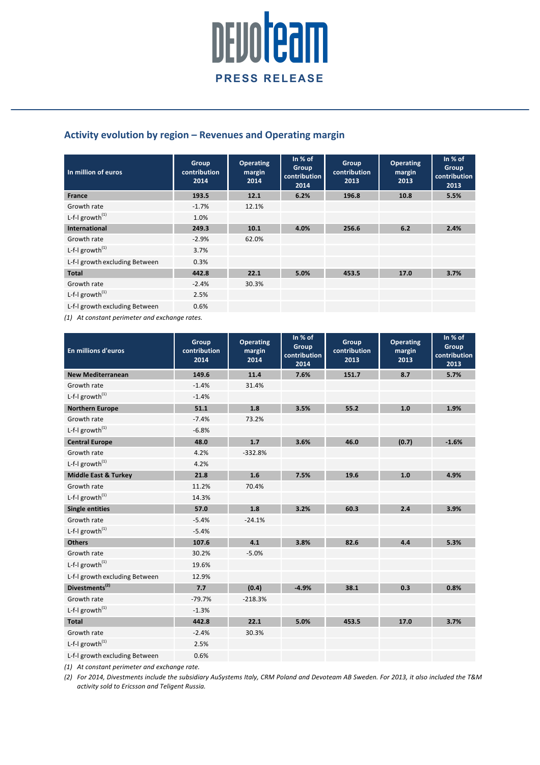## Activity evolution by region – Revenues and Operating margin

| In million of euros | Group contribution 2014 | Operating margin 2014 | In % of Group contribution 2014 | Group contribution 2013 | Operating margin 2013 | In % of Group contribution 2013 |
|---|---|---|---|---|---|---|
| **France** | **193.5** | **12.1** | **6.2%** | **196.8** | **10.8** | **5.5%** |
| Growth rate | -1.7% | 12.1% | | | | |
| L-f-l growth[(1)] | 1.0% | | | | | |
| **International** | **249.3** | **10.1** | **4.0%** | **256.6** | **6.2** | **2.4%** |
| Growth rate | -2.9% | 62.0% | | | | |
| L-f-l growth[(1)] | 3.7% | | | | | |
| L-f-l growth excluding Between | 0.3% | | | | | |
| **Total** | **442.8** | **22.1** | **5.0%** | **453.5** | **17.0** | **3.7%** |
| Growth rate | -2.4% | 30.3% | | | | |
| L-f-l growth[(1)] | 2.5% | | | | | |
| L-f-l growth excluding Between | 0.6% | | | | | |

*(1) At constant perimeter and exchange rates.*

| En millions d'euros | Group contribution 2014 | Operating margin 2014 | In % of Group contribution 2014 | Group contribution 2013 | Operating margin 2013 | In % of Group contribution 2013 |
|---|---|---|---|---|---|---|
| **New Mediterranean** | **149.6** | **11.4** | **7.6%** | **151.7** | **8.7** | **5.7%** |
| Growth rate | -1.4% | 31.4% | | | | |
| L-f-l growth[(1)] | -1.4% | | | | | |
| **Northern Europe** | **51.1** | **1.8** | **3.5%** | **55.2** | **1.0** | **1.9%** |
| Growth rate | -7.4% | 73.2% | | | | |
| L-f-l growth[(1)] | -6.8% | | | | | |
| **Central Europe** | **48.0** | **1.7** | **3.6%** | **46.0** | **(0.7)** | **-1.6%** |
| Growth rate | 4.2% | -332.8% | | | | |
| L-f-l growth[(1)] | 4.2% | | | | | |
| **Middle East & Turkey** | **21.8** | **1.6** | **7.5%** | **19.6** | **1.0** | **4.9%** |
| Growth rate | 11.2% | 70.4% | | | | |
| L-f-l growth[(1)] | 14.3% | | | | | |
| **Single entities** | **57.0** | **1.8** | **3.2%** | **60.3** | **2.4** | **3.9%** |
| Growth rate | -5.4% | -24.1% | | | | |
| L-f-l growth[(1)] | -5.4% | | | | | |
| **Others** | **107.6** | **4.1** | **3.8%** | **82.6** | **4.4** | **5.3%** |
| Growth rate | 30.2% | -5.0% | | | | |
| L-f-l growth[(1)] | 19.6% | | | | | |
| L-f-l growth excluding Between | 12.9% | | | | | |
| **Divestments[(2)]** | **7.7** | **(0.4)** | **-4.9%** | **38.1** | **0.3** | **0.8%** |
| Growth rate | -79.7% | -218.3% | | | | |
| L-f-l growth[(1)] | -1.3% | | | | | |
| **Total** | **442.8** | **22.1** | **5.0%** | **453.5** | **17.0** | **3.7%** |
| Growth rate | -2.4% | 30.3% | | | | |
| L-f-l growth[(1)] | 2.5% | | | | | |
| L-f-l growth excluding Between | 0.6% | | | | | |

*(1) At constant perimeter and exchange rate.*

*(2) For 2014, Divestments include the subsidiary AuSystems Italy, CRM Poland and Devoteam AB Sweden. For 2013, it also included the T&M activity sold to Ericsson and Teligent Russia.*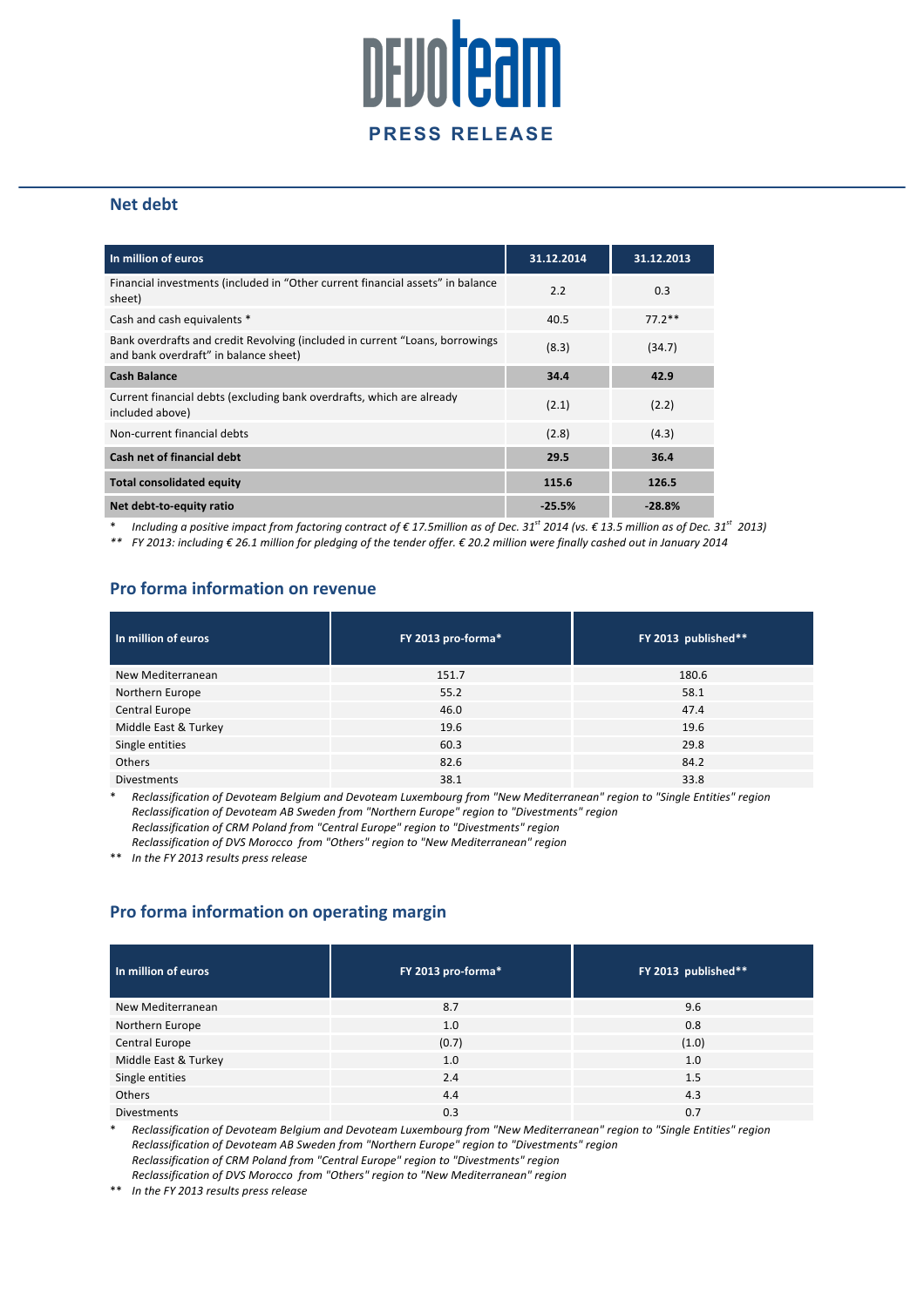## Net debt

| In million of euros | 31.12.2014 | 31.12.2013 |
|---|---|---|
| Financial investments (included in “Other current financial assets” in balance sheet) | 2.2 | 0.3 |
| Cash and cash equivalents * | 40.5 | 77.2** |
| Bank overdrafts and credit Revolving (included in current “Loans, borrowings and bank overdraft” in balance sheet) | (8.3) | (34.7) |
| **Cash Balance** | **34.4** | **42.9** |
| Current financial debts (excluding bank overdrafts, which are already included above) | (2.1) | (2.2) |
| Non-current financial debts | (2.8) | (4.3) |
| **Cash net of financial debt** | **29.5** | **36.4** |
| **Total consolidated equity** | **115.6** | **126.5** |
| **Net debt-to-equity ratio** | **-25.5%** | **-28.8%** |

\* *Including a positive impact from factoring contract of € 17.5million as of Dec. 31st 2014 (vs. € 13.5 million as of Dec. 31st 2013)*

\*\* *FY 2013: including € 26.1 million for pledging of the tender offer. € 20.2 million were finally cashed out in January 2014*

## Pro forma information on revenue

| In million of euros | FY 2013 pro-forma* | FY 2013 published** |
|---|---|---|
| New Mediterranean | 151.7 | 180.6 |
| Northern Europe | 55.2 | 58.1 |
| Central Europe | 46.0 | 47.4 |
| Middle East & Turkey | 19.6 | 19.6 |
| Single entities | 60.3 | 29.8 |
| Others | 82.6 | 84.2 |
| Divestments | 38.1 | 33.8 |

\* *Reclassification of Devoteam Belgium and Devoteam Luxembourg from "New Mediterranean" region to "Single Entities" region*
*Reclassification of Devoteam AB Sweden from "Northern Europe" region to "Divestments" region*
*Reclassification of CRM Poland from "Central Europe" region to "Divestments" region*
*Reclassification of DVS Morocco from "Others" region to "New Mediterranean" region*

\*\* *In the FY 2013 results press release*

## Pro forma information on operating margin

| In million of euros | FY 2013 pro-forma* | FY 2013 published** |
|---|---|---|
| New Mediterranean | 8.7 | 9.6 |
| Northern Europe | 1.0 | 0.8 |
| Central Europe | (0.7) | (1.0) |
| Middle East & Turkey | 1.0 | 1.0 |
| Single entities | 2.4 | 1.5 |
| Others | 4.4 | 4.3 |
| Divestments | 0.3 | 0.7 |

\* *Reclassification of Devoteam Belgium and Devoteam Luxembourg from "New Mediterranean" region to "Single Entities" region*
*Reclassification of Devoteam AB Sweden from "Northern Europe" region to "Divestments" region*
*Reclassification of CRM Poland from "Central Europe" region to "Divestments" region*
*Reclassification of DVS Morocco from "Others" region to "New Mediterranean" region*

\*\* *In the FY 2013 results press release*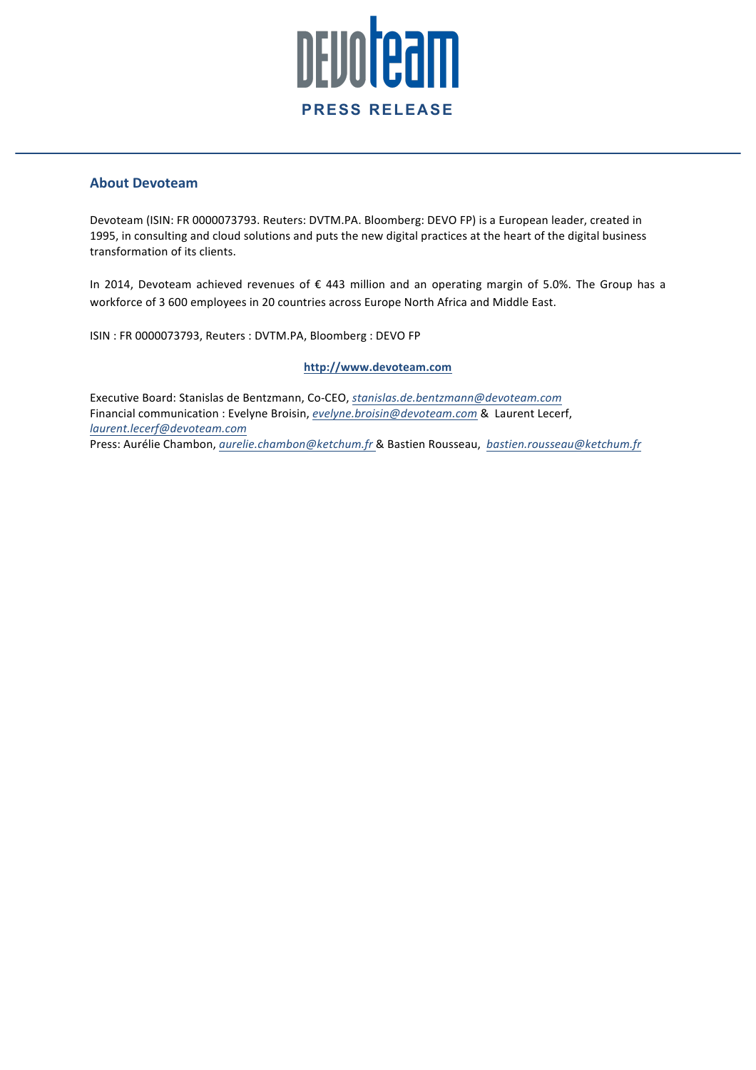## About Devoteam

Devoteam (ISIN: FR 0000073793. Reuters: DVTM.PA. Bloomberg: DEVO FP) is a European leader, created in 1995, in consulting and cloud solutions and puts the new digital practices at the heart of the digital business transformation of its clients.

In 2014, Devoteam achieved revenues of € 443 million and an operating margin of 5.0%. The Group has a workforce of 3 600 employees in 20 countries across Europe North Africa and Middle East.

ISIN : FR 0000073793, Reuters : DVTM.PA, Bloomberg : DEVO FP

**http://www.devoteam.com**

Executive Board: Stanislas de Bentzmann, Co-CEO, *stanislas.de.bentzmann@devoteam.com*
Financial communication : Evelyne Broisin, *evelyne.broisin@devoteam.com* & Laurent Lecerf, *laurent.lecerf@devoteam.com*
Press: Aurélie Chambon, *aurelie.chambon@ketchum.fr* & Bastien Rousseau, *bastien.rousseau@ketchum.fr*